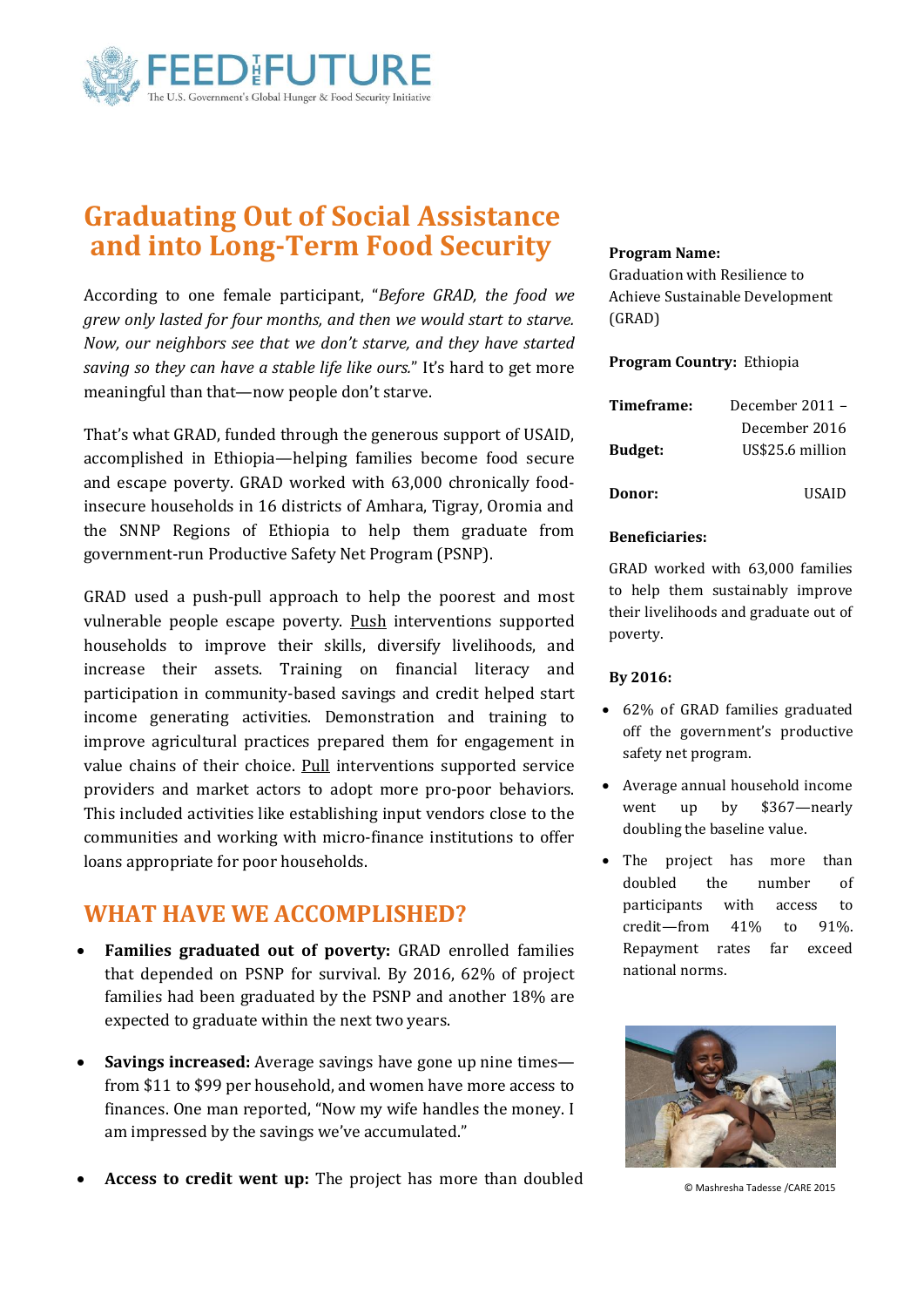# Graduating Out of Social Assistance and into Long-Term Food Security

According to one female participant, "*Before GRAD, the food we grew only lasted for four months, and then we would start to starve. Now, our neighbors see that we don't starve, and they have started saving so they can have a stable life like ours.*" It's hard to get more meaningful than that—now people don't starve.

That's what GRAD, funded through the generous support of USAID, accomplished in Ethiopia—helping families become food secure and escape poverty. GRAD worked with 63,000 chronically food-insecure households in 16 districts of Amhara, Tigray, Oromia and the SNNP Regions of Ethiopia to help them graduate from government-run Productive Safety Net Program (PSNP).

GRAD used a push-pull approach to help the poorest and most vulnerable people escape poverty. Push interventions supported households to improve their skills, diversify livelihoods, and increase their assets. Training on financial literacy and participation in community-based savings and credit helped start income generating activities. Demonstration and training to improve agricultural practices prepared them for engagement in value chains of their choice. Pull interventions supported service providers and market actors to adopt more pro-poor behaviors. This included activities like establishing input vendors close to the communities and working with micro-finance institutions to offer loans appropriate for poor households.

## WHAT HAVE WE ACCOMPLISHED?

- **Families graduated out of poverty:** GRAD enrolled families that depended on PSNP for survival. By 2016, 62% of project families had been graduated by the PSNP and another 18% are expected to graduate within the next two years.
- **Savings increased:** Average savings have gone up nine times—from $11 to $99 per household, and women have more access to finances. One man reported, "Now my wife handles the money. I am impressed by the savings we've accumulated."
- **Access to credit went up:** The project has more than doubled

**Program Name:**
Graduation with Resilience to Achieve Sustainable Development (GRAD)

**Program Country:** Ethiopia

**Timeframe:** December 2011 – December 2016

**Budget:** US$25.6 million

**Donor:** USAID

**Beneficiaries:**

GRAD worked with 63,000 families to help them sustainably improve their livelihoods and graduate out of poverty.

**By 2016:**

- 62% of GRAD families graduated off the government's productive safety net program.
- Average annual household income went up by $367—nearly doubling the baseline value.
- The project has more than doubled the number of participants with access to credit—from 41% to 91%. Repayment rates far exceed national norms.

© Mashresha Tadesse /CARE 2015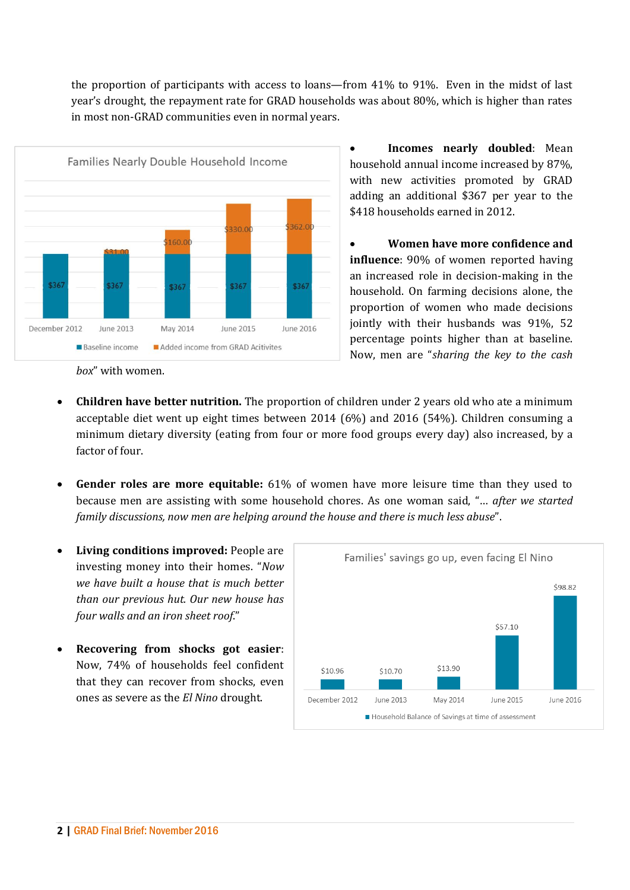the proportion of participants with access to loans—from 41% to 91%. Even in the midst of last year's drought, the repayment rate for GRAD households was about 80%, which is higher than rates in most non-GRAD communities even in normal years.

**Families Nearly Double Household Income**

| | Baseline income | Added income from GRAD Acitivites |
|---|---|---|
| December 2012 | $367 | |
| June 2013 | $367 | $31.00 |
| May 2014 | $367 | $160.00 |
| June 2015 | $367 | $330.00 |
| June 2016 | $367 | $362.00 |

- **Incomes nearly doubled**: Mean household annual income increased by 87%, with new activities promoted by GRAD adding an additional $367 per year to the $418 households earned in 2012.

- **Women have more confidence and influence**: 90% of women reported having an increased role in decision-making in the household. On farming decisions alone, the proportion of women who made decisions jointly with their husbands was 91%, 52 percentage points higher than at baseline. Now, men are "*sharing the key to the cash box*" with women.

- **Children have better nutrition.** The proportion of children under 2 years old who ate a minimum acceptable diet went up eight times between 2014 (6%) and 2016 (54%). Children consuming a minimum dietary diversity (eating from four or more food groups every day) also increased, by a factor of four.

- **Gender roles are more equitable:** 61% of women have more leisure time than they used to because men are assisting with some household chores. As one woman said, "*… after we started family discussions, now men are helping around the house and there is much less abuse*".

- **Living conditions improved:** People are investing money into their homes. "*Now we have built a house that is much better than our previous hut. Our new house has four walls and an iron sheet roof.*"

- **Recovering from shocks got easier**: Now, 74% of households feel confident that they can recover from shocks, even ones as severe as the *El Nino* drought.

**Families' savings go up, even facing El Nino**

| | Household Balance of Savings at time of assessment |
|---|---|
| December 2012 | $10.96 |
| June 2013 | $10.70 |
| May 2014 | $13.90 |
| June 2015 | $57.10 |
| June 2016 | $98.82 |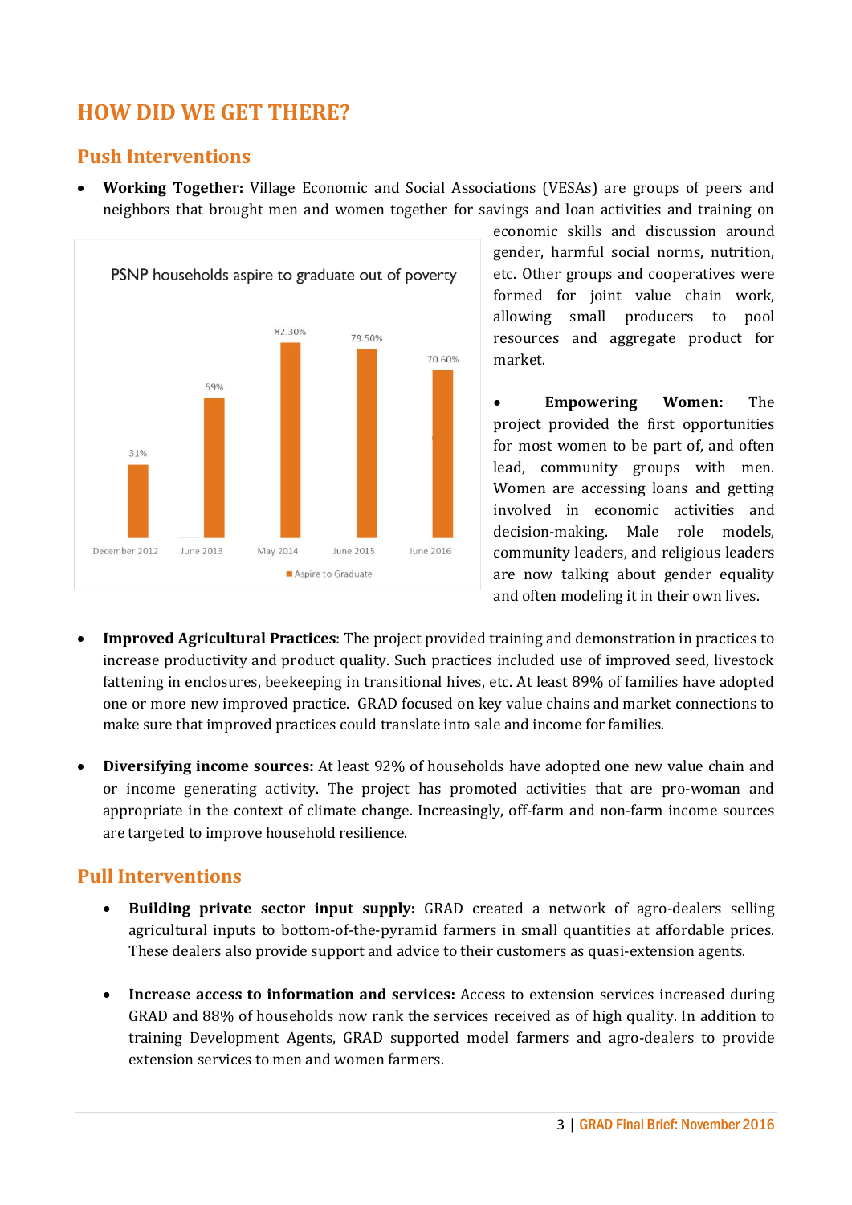## HOW DID WE GET THERE?

### Push Interventions

- **Working Together:** Village Economic and Social Associations (VESAs) are groups of peers and neighbors that brought men and women together for savings and loan activities and training on economic skills and discussion around gender, harmful social norms, nutrition, etc. Other groups and cooperatives were formed for joint value chain work, allowing small producers to pool resources and aggregate product for market.

**PSNP households aspire to graduate out of poverty**

| | December 2012 | June 2013 | May 2014 | June 2015 | June 2016 |
|---|---|---|---|---|---|
| Aspire to Graduate | 31% | 59% | 82.30% | 79.50% | 70.60% |

- **Empowering Women:** The project provided the first opportunities for most women to be part of, and often lead, community groups with men. Women are accessing loans and getting involved in economic activities and decision-making. Male role models, community leaders, and religious leaders are now talking about gender equality and often modeling it in their own lives.

- **Improved Agricultural Practices**: The project provided training and demonstration in practices to increase productivity and product quality. Such practices included use of improved seed, livestock fattening in enclosures, beekeeping in transitional hives, etc. At least 89% of families have adopted one or more new improved practice. GRAD focused on key value chains and market connections to make sure that improved practices could translate into sale and income for families.

- **Diversifying income sources:** At least 92% of households have adopted one new value chain and or income generating activity. The project has promoted activities that are pro-woman and appropriate in the context of climate change. Increasingly, off-farm and non-farm income sources are targeted to improve household resilience.

### Pull Interventions

- **Building private sector input supply:** GRAD created a network of agro-dealers selling agricultural inputs to bottom-of-the-pyramid farmers in small quantities at affordable prices. These dealers also provide support and advice to their customers as quasi-extension agents.

- **Increase access to information and services:** Access to extension services increased during GRAD and 88% of households now rank the services received as of high quality. In addition to training Development Agents, GRAD supported model farmers and agro-dealers to provide extension services to men and women farmers.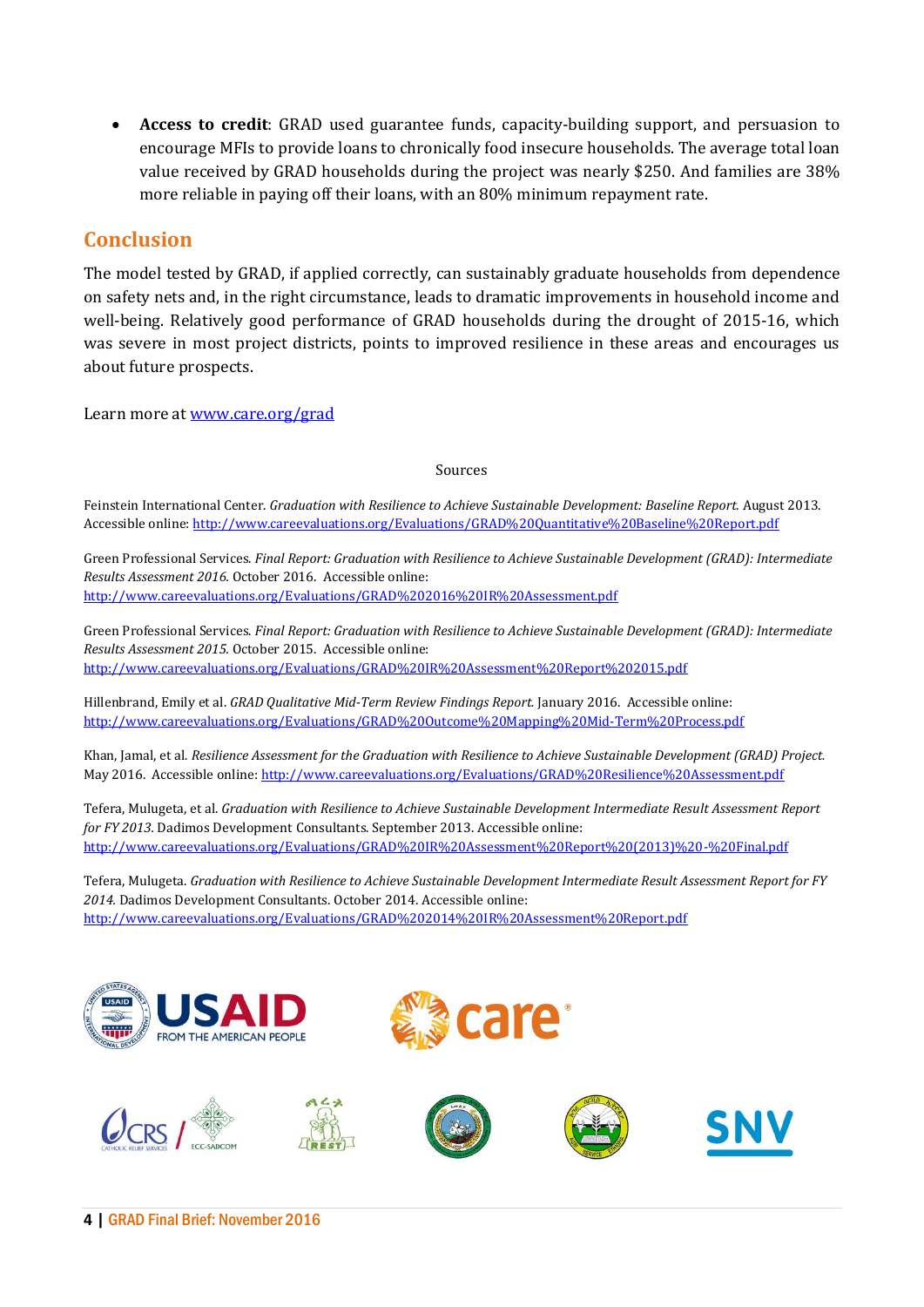- **Access to credit**: GRAD used guarantee funds, capacity-building support, and persuasion to encourage MFIs to provide loans to chronically food insecure households. The average total loan value received by GRAD households during the project was nearly $250. And families are 38% more reliable in paying off their loans, with an 80% minimum repayment rate.

## Conclusion

The model tested by GRAD, if applied correctly, can sustainably graduate households from dependence on safety nets and, in the right circumstance, leads to dramatic improvements in household income and well-being. Relatively good performance of GRAD households during the drought of 2015-16, which was severe in most project districts, points to improved resilience in these areas and encourages us about future prospects.

Learn more at [www.care.org/grad](www.care.org/grad)

Sources

Feinstein International Center. *Graduation with Resilience to Achieve Sustainable Development: Baseline Report.* August 2013. Accessible online: http://www.careevaluations.org/Evaluations/GRAD%20Quantitative%20Baseline%20Report.pdf

Green Professional Services. *Final Report: Graduation with Resilience to Achieve Sustainable Development (GRAD): Intermediate Results Assessment 2016.* October 2016. Accessible online: http://www.careevaluations.org/Evaluations/GRAD%202016%20IR%20Assessment.pdf

Green Professional Services. *Final Report: Graduation with Resilience to Achieve Sustainable Development (GRAD): Intermediate Results Assessment 2015.* October 2015. Accessible online: http://www.careevaluations.org/Evaluations/GRAD%20IR%20Assessment%20Report%202015.pdf

Hillenbrand, Emily et al. *GRAD Qualitative Mid-Term Review Findings Report.* January 2016. Accessible online: http://www.careevaluations.org/Evaluations/GRAD%20Outcome%20Mapping%20Mid-Term%20Process.pdf

Khan, Jamal, et al. *Resilience Assessment for the Graduation with Resilience to Achieve Sustainable Development (GRAD) Project.* May 2016. Accessible online: http://www.careevaluations.org/Evaluations/GRAD%20Resilience%20Assessment.pdf

Tefera, Mulugeta, et al. *Graduation with Resilience to Achieve Sustainable Development Intermediate Result Assessment Report for FY 2013.* Dadimos Development Consultants. September 2013. Accessible online: http://www.careevaluations.org/Evaluations/GRAD%20IR%20Assessment%20Report%20(2013)%20-%20Final.pdf

Tefera, Mulugeta. *Graduation with Resilience to Achieve Sustainable Development Intermediate Result Assessment Report for FY 2014.* Dadimos Development Consultants. October 2014. Accessible online: http://www.careevaluations.org/Evaluations/GRAD%202014%20IR%20Assessment%20Report.pdf